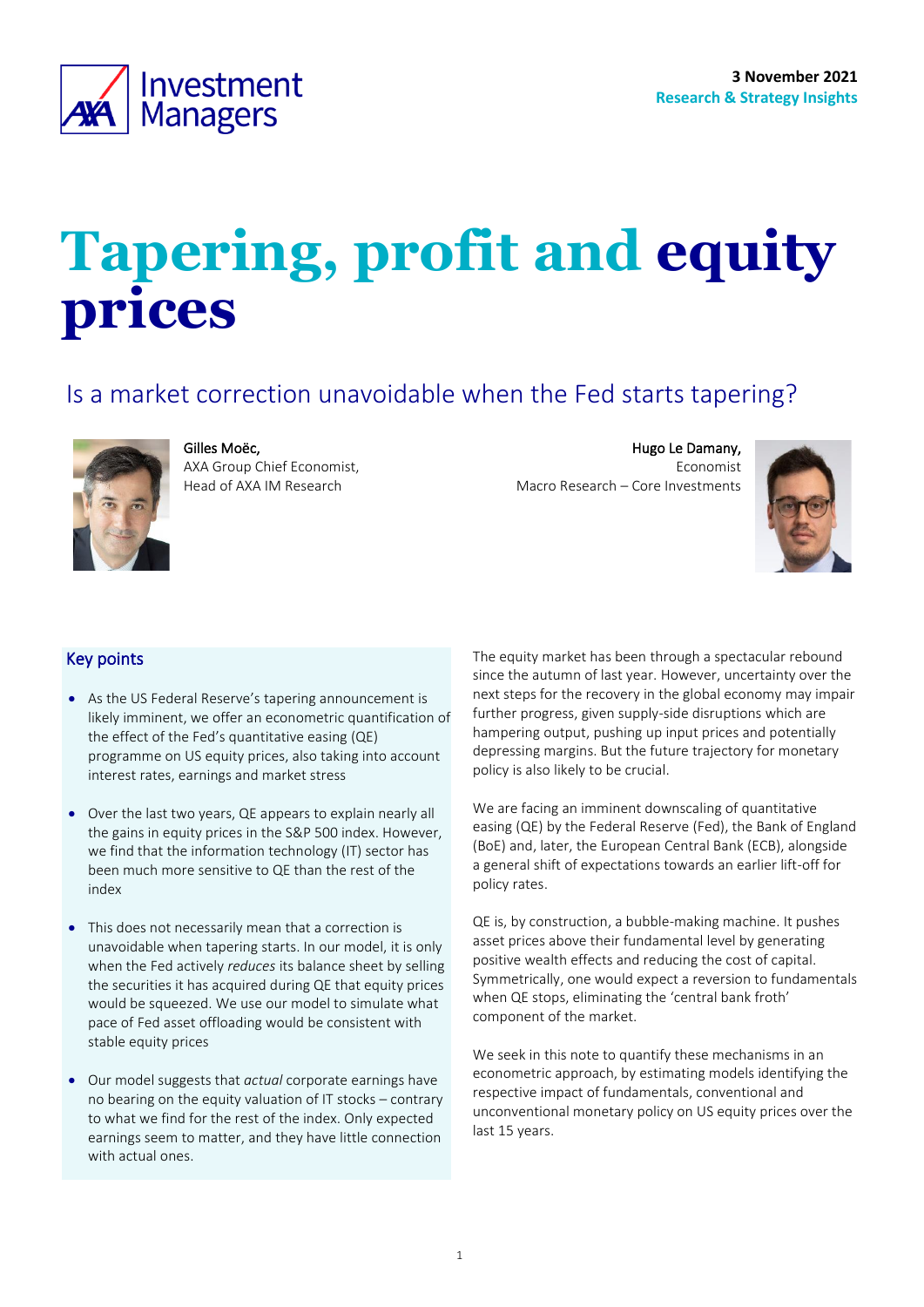3 November 2021
**Research & Strategy Insights**

# Tapering, profit and equity prices

## Is a market correction unavoidable when the Fed starts tapering?

**Gilles Moëc,**
AXA Group Chief Economist,
Head of AXA IM Research

**Hugo Le Damany,**
Economist
Macro Research – Core Investments

### Key points

- As the US Federal Reserve's tapering announcement is likely imminent, we offer an econometric quantification of the effect of the Fed's quantitative easing (QE) programme on US equity prices, also taking into account interest rates, earnings and market stress
- Over the last two years, QE appears to explain nearly all the gains in equity prices in the S&P 500 index. However, we find that the information technology (IT) sector has been much more sensitive to QE than the rest of the index
- This does not necessarily mean that a correction is unavoidable when tapering starts. In our model, it is only when the Fed actively *reduces* its balance sheet by selling the securities it has acquired during QE that equity prices would be squeezed. We use our model to simulate what pace of Fed asset offloading would be consistent with stable equity prices
- Our model suggests that *actual* corporate earnings have no bearing on the equity valuation of IT stocks – contrary to what we find for the rest of the index. Only expected earnings seem to matter, and they have little connection with actual ones.

The equity market has been through a spectacular rebound since the autumn of last year. However, uncertainty over the next steps for the recovery in the global economy may impair further progress, given supply-side disruptions which are hampering output, pushing up input prices and potentially depressing margins. But the future trajectory for monetary policy is also likely to be crucial.

We are facing an imminent downscaling of quantitative easing (QE) by the Federal Reserve (Fed), the Bank of England (BoE) and, later, the European Central Bank (ECB), alongside a general shift of expectations towards an earlier lift-off for policy rates.

QE is, by construction, a bubble-making machine. It pushes asset prices above their fundamental level by generating positive wealth effects and reducing the cost of capital. Symmetrically, one would expect a reversion to fundamentals when QE stops, eliminating the 'central bank froth' component of the market.

We seek in this note to quantify these mechanisms in an econometric approach, by estimating models identifying the respective impact of fundamentals, conventional and unconventional monetary policy on US equity prices over the last 15 years.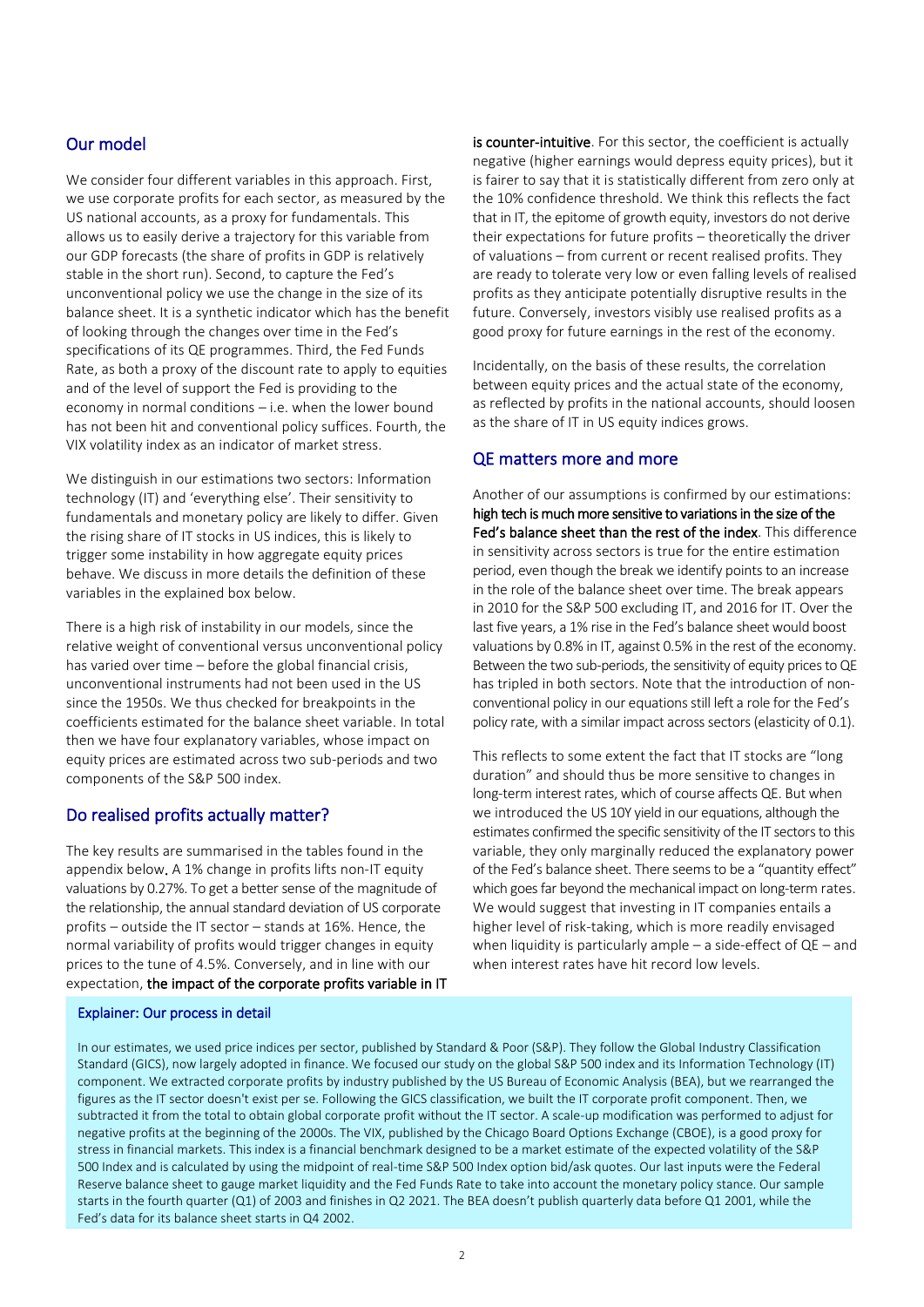## Our model

We consider four different variables in this approach. First, we use corporate profits for each sector, as measured by the US national accounts, as a proxy for fundamentals. This allows us to easily derive a trajectory for this variable from our GDP forecasts (the share of profits in GDP is relatively stable in the short run). Second, to capture the Fed's unconventional policy we use the change in the size of its balance sheet. It is a synthetic indicator which has the benefit of looking through the changes over time in the Fed's specifications of its QE programmes. Third, the Fed Funds Rate, as both a proxy of the discount rate to apply to equities and of the level of support the Fed is providing to the economy in normal conditions – i.e. when the lower bound has not been hit and conventional policy suffices. Fourth, the VIX volatility index as an indicator of market stress.

We distinguish in our estimations two sectors: Information technology (IT) and 'everything else'. Their sensitivity to fundamentals and monetary policy are likely to differ. Given the rising share of IT stocks in US indices, this is likely to trigger some instability in how aggregate equity prices behave. We discuss in more details the definition of these variables in the explained box below.

There is a high risk of instability in our models, since the relative weight of conventional versus unconventional policy has varied over time – before the global financial crisis, unconventional instruments had not been used in the US since the 1950s. We thus checked for breakpoints in the coefficients estimated for the balance sheet variable. In total then we have four explanatory variables, whose impact on equity prices are estimated across two sub-periods and two components of the S&P 500 index.

## Do realised profits actually matter?

The key results are summarised in the tables found in the appendix below. A 1% change in profits lifts non-IT equity valuations by 0.27%. To get a better sense of the magnitude of the relationship, the annual standard deviation of US corporate profits – outside the IT sector – stands at 16%. Hence, the normal variability of profits would trigger changes in equity prices to the tune of 4.5%. Conversely, and in line with our expectation, **the impact of the corporate profits variable in IT is counter-intuitive**. For this sector, the coefficient is actually negative (higher earnings would depress equity prices), but it is fairer to say that it is statistically different from zero only at the 10% confidence threshold. We think this reflects the fact that in IT, the epitome of growth equity, investors do not derive their expectations for future profits – theoretically the driver of valuations – from current or recent realised profits. They are ready to tolerate very low or even falling levels of realised profits as they anticipate potentially disruptive results in the future. Conversely, investors visibly use realised profits as a good proxy for future earnings in the rest of the economy.

Incidentally, on the basis of these results, the correlation between equity prices and the actual state of the economy, as reflected by profits in the national accounts, should loosen as the share of IT in US equity indices grows.

## QE matters more and more

Another of our assumptions is confirmed by our estimations: **high tech is much more sensitive to variations in the size of the Fed's balance sheet than the rest of the index**. This difference in sensitivity across sectors is true for the entire estimation period, even though the break we identify points to an increase in the role of the balance sheet over time. The break appears in 2010 for the S&P 500 excluding IT, and 2016 for IT. Over the last five years, a 1% rise in the Fed's balance sheet would boost valuations by 0.8% in IT, against 0.5% in the rest of the economy. Between the two sub-periods, the sensitivity of equity prices to QE has tripled in both sectors. Note that the introduction of non-conventional policy in our equations still left a role for the Fed's policy rate, with a similar impact across sectors (elasticity of 0.1).

This reflects to some extent the fact that IT stocks are "long duration" and should thus be more sensitive to changes in long-term interest rates, which of course affects QE. But when we introduced the US 10Y yield in our equations, although the estimates confirmed the specific sensitivity of the IT sectors to this variable, they only marginally reduced the explanatory power of the Fed's balance sheet. There seems to be a "quantity effect" which goes far beyond the mechanical impact on long-term rates. We would suggest that investing in IT companies entails a higher level of risk-taking, which is more readily envisaged when liquidity is particularly ample – a side-effect of QE – and when interest rates have hit record low levels.

### Explainer: Our process in detail

In our estimates, we used price indices per sector, published by Standard & Poor (S&P). They follow the Global Industry Classification Standard (GICS), now largely adopted in finance. We focused our study on the global S&P 500 index and its Information Technology (IT) component. We extracted corporate profits by industry published by the US Bureau of Economic Analysis (BEA), but we rearranged the figures as the IT sector doesn't exist per se. Following the GICS classification, we built the IT corporate profit component. Then, we subtracted it from the total to obtain global corporate profit without the IT sector. A scale-up modification was performed to adjust for negative profits at the beginning of the 2000s. The VIX, published by the Chicago Board Options Exchange (CBOE), is a good proxy for stress in financial markets. This index is a financial benchmark designed to be a market estimate of the expected volatility of the S&P 500 Index and is calculated by using the midpoint of real-time S&P 500 Index option bid/ask quotes. Our last inputs were the Federal Reserve balance sheet to gauge market liquidity and the Fed Funds Rate to take into account the monetary policy stance. Our sample starts in the fourth quarter (Q1) of 2003 and finishes in Q2 2021. The BEA doesn't publish quarterly data before Q1 2001, while the Fed's data for its balance sheet starts in Q4 2002.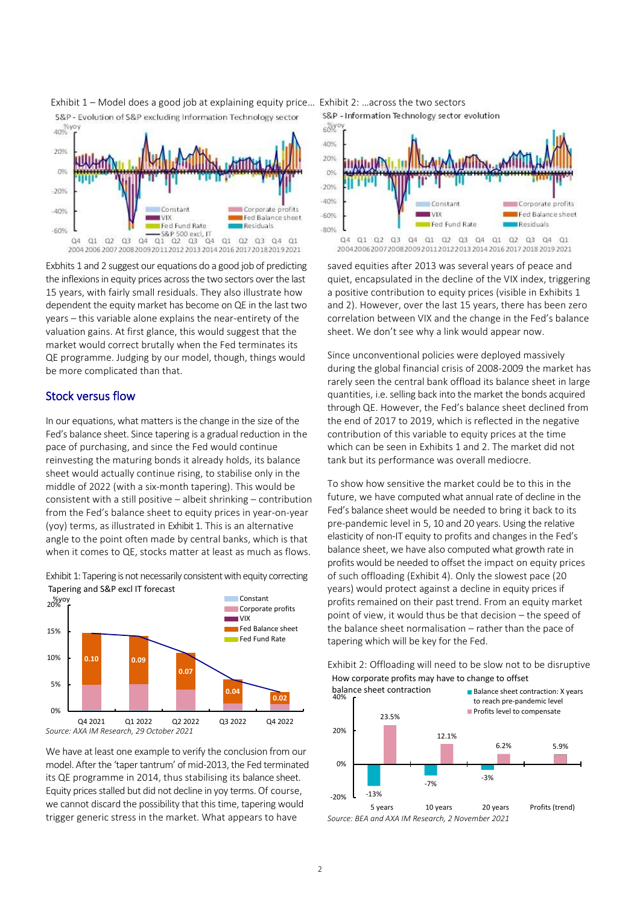Exhibit 1 – Model does a good job at explaining equity price…

S&P - Evolution of S&P excluding Information Technology sector

Exhibit 2: …across the two sectors

S&P - Information Technology sector evolution

Exhbits 1 and 2 suggest our equations do a good job of predicting the inflexions in equity prices across the two sectors over the last 15 years, with fairly small residuals. They also illustrate how dependent the equity market has become on QE in the last two years – this variable alone explains the near-entirety of the valuation gains. At first glance, this would suggest that the market would correct brutally when the Fed terminates its QE programme. Judging by our model, though, things would be more complicated than that.

## Stock versus flow

In our equations, what matters is the change in the size of the Fed's balance sheet. Since tapering is a gradual reduction in the pace of purchasing, and since the Fed would continue reinvesting the maturing bonds it already holds, its balance sheet would actually continue rising, to stabilise only in the middle of 2022 (with a six-month tapering). This would be consistent with a still positive – albeit shrinking – contribution from the Fed's balance sheet to equity prices in year-on-year (yoy) terms, as illustrated in Exhibit 1. This is an alternative angle to the point often made by central banks, which is that when it comes to QE, stocks matter at least as much as flows.

Exhibit 1: Tapering is not necessarily consistent with equity correcting

Tapering and S&P excl IT forecast

*Source: AXA IM Research, 29 October 2021*

We have at least one example to verify the conclusion from our model. After the 'taper tantrum' of mid-2013, the Fed terminated its QE programme in 2014, thus stabilising its balance sheet. Equity prices stalled but did not decline in yoy terms. Of course, we cannot discard the possibility that this time, tapering would trigger generic stress in the market. What appears to have saved equities after 2013 was several years of peace and quiet, encapsulated in the decline of the VIX index, triggering a positive contribution to equity prices (visible in Exhibits 1 and 2). However, over the last 15 years, there has been zero correlation between VIX and the change in the Fed's balance sheet. We don't see why a link would appear now.

Since unconventional policies were deployed massively during the global financial crisis of 2008-2009 the market has rarely seen the central bank offload its balance sheet in large quantities, i.e. selling back into the market the bonds acquired through QE. However, the Fed's balance sheet declined from the end of 2017 to 2019, which is reflected in the negative contribution of this variable to equity prices at the time which can be seen in Exhibits 1 and 2. The market did not tank but its performance was overall mediocre.

To show how sensitive the market could be to this in the future, we have computed what annual rate of decline in the Fed's balance sheet would be needed to bring it back to its pre-pandemic level in 5, 10 and 20 years. Using the relative elasticity of non-IT equity to profits and changes in the Fed's balance sheet, we have also computed what growth rate in profits would be needed to offset the impact on equity prices of such offloading (Exhibit 4). Only the slowest pace (20 years) would protect against a decline in equity prices if profits remained on their past trend. From an equity market point of view, it would thus be that decision – the speed of the balance sheet normalisation – rather than the pace of tapering which will be key for the Fed.

Exhibit 2: Offloading will need to be slow not to be disruptive

How corporate profits may have to change to offset balance sheet contraction

| | Balance sheet contraction: X years to reach pre-pandemic level | Profits level to compensate |
|---|---|---|
| 5 years | -13% | 23.5% |
| 10 years | -7% | 12.1% |
| 20 years | -3% | 6.2% |
| Profits (trend) | | 5.9% |

*Source: BEA and AXA IM Research, 2 November 2021*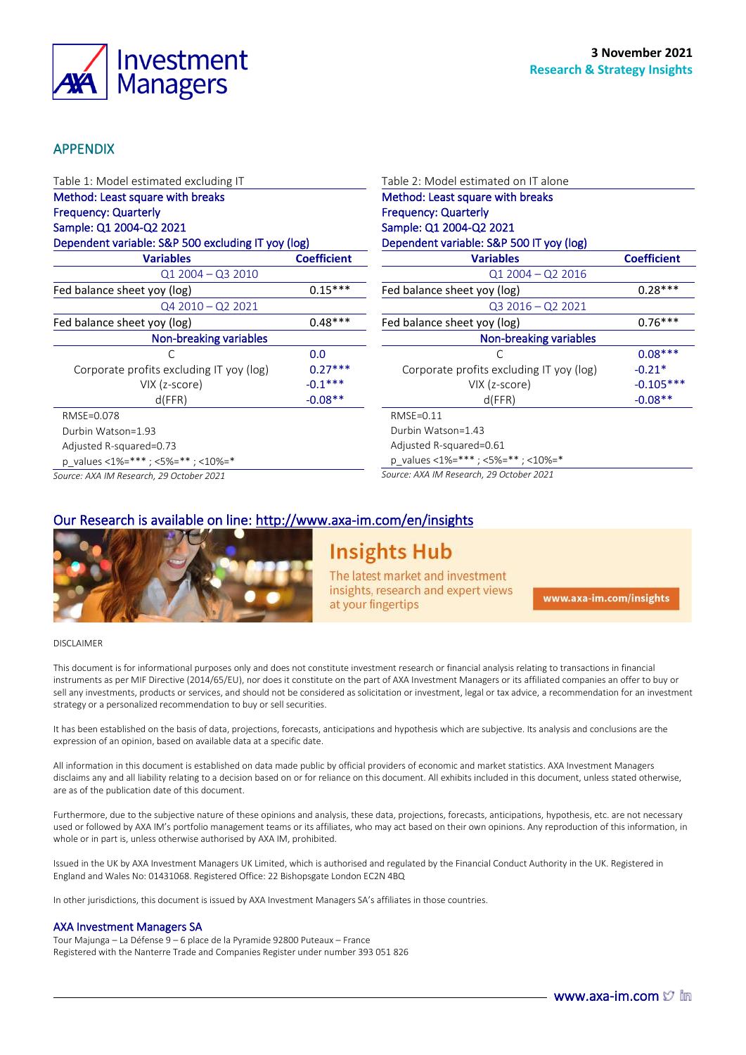## APPENDIX

Table 1: Model estimated excluding IT

Method: Least square with breaks
Frequency: Quarterly
Sample: Q1 2004-Q2 2021
Dependent variable: S&P 500 excluding IT yoy (log)

| Variables | Coefficient |
|---|---|
| Q1 2004 – Q3 2010 | |
| Fed balance sheet yoy (log) | 0.15*** |
| Q4 2010 – Q2 2021 | |
| Fed balance sheet yoy (log) | 0.48*** |
| Non-breaking variables | |
| C | 0.0 |
| Corporate profits excluding IT yoy (log) | 0.27*** |
| VIX (z-score) | -0.1*** |
| d(FFR) | -0.08** |

RMSE=0.078
Durbin Watson=1.93
Adjusted R-squared=0.73
p_values <1%=*** ; <5%=** ; <10%=*

*Source: AXA IM Research, 29 October 2021*

Table 2: Model estimated on IT alone

Method: Least square with breaks
Frequency: Quarterly
Sample: Q1 2004-Q2 2021
Dependent variable: S&P 500 IT yoy (log)

| Variables | Coefficient |
|---|---|
| Q1 2004 – Q2 2016 | |
| Fed balance sheet yoy (log) | 0.28*** |
| Q3 2016 – Q2 2021 | |
| Fed balance sheet yoy (log) | 0.76*** |
| Non-breaking variables | |
| C | 0.08*** |
| Corporate profits excluding IT yoy (log) | -0.21* |
| VIX (z-score) | -0.105*** |
| d(FFR) | -0.08** |

RMSE=0.11
Durbin Watson=1.43
Adjusted R-squared=0.61
p_values <1%=*** ; <5%=** ; <10%=*

*Source: AXA IM Research, 29 October 2021*

Our Research is available on line: http://www.axa-im.com/en/insights

**Insights Hub**

The latest market and investment insights, research and expert views at your fingertips

www.axa-im.com/insights

DISCLAIMER

This document is for informational purposes only and does not constitute investment research or financial analysis relating to transactions in financial instruments as per MIF Directive (2014/65/EU), nor does it constitute on the part of AXA Investment Managers or its affiliated companies an offer to buy or sell any investments, products or services, and should not be considered as solicitation or investment, legal or tax advice, a recommendation for an investment strategy or a personalized recommendation to buy or sell securities.

It has been established on the basis of data, projections, forecasts, anticipations and hypothesis which are subjective. Its analysis and conclusions are the expression of an opinion, based on available data at a specific date.

All information in this document is established on data made public by official providers of economic and market statistics. AXA Investment Managers disclaims any and all liability relating to a decision based on or for reliance on this document. All exhibits included in this document, unless stated otherwise, are as of the publication date of this document.

Furthermore, due to the subjective nature of these opinions and analysis, these data, projections, forecasts, anticipations, hypothesis, etc. are not necessary used or followed by AXA IM's portfolio management teams or its affiliates, who may act based on their own opinions. Any reproduction of this information, in whole or in part is, unless otherwise authorised by AXA IM, prohibited.

Issued in the UK by AXA Investment Managers UK Limited, which is authorised and regulated by the Financial Conduct Authority in the UK. Registered in England and Wales No: 01431068. Registered Office: 22 Bishopsgate London EC2N 4BQ

In other jurisdictions, this document is issued by AXA Investment Managers SA's affiliates in those countries.

**AXA Investment Managers SA**

Tour Majunga – La Défense 9 – 6 place de la Pyramide 92800 Puteaux – France
Registered with the Nanterre Trade and Companies Register under number 393 051 826